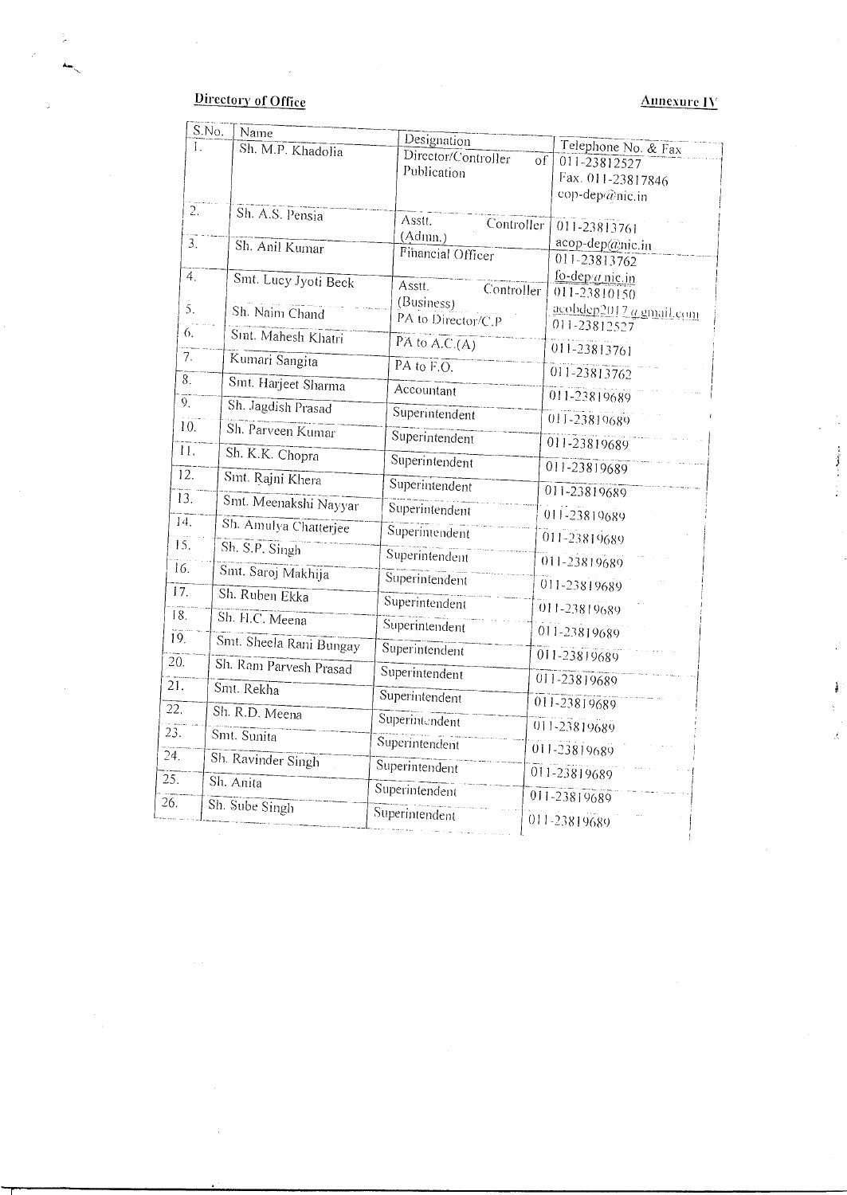**Directory of Office** **Annexure IV**

| S.No. | Name | Designation | Telephone No. & Fax |
|---|---|---|---|
| 1. | Sh. M.P. Khadolia | Director/Controller of Publication | 011-23812527<br>Fax. 011-23817846<br>cop-dep@nic.in |
| 2. | Sh. A.S. Pensia | Asstt. Controller (Admn.) | 011-23813761<br>acop-dep@nic.in |
| 3. | Sh. Anil Kumar | Financial Officer | 011-23813762<br>fo-dep@nic.in |
| 4. | Smt. Lucy Jyoti Beck | Asstt. Controller (Business) | 011-23810150<br>acobdep2017@gmail.com |
| 5. | Sh. Naim Chand | PA to Director/C.P | 011-23812527 |
| 6. | Smt. Mahesh Khatri | PA to A.C.(A) | 011-23813761 |
| 7. | Kumari Sangita | PA to F.O. | 011-23813762 |
| 8. | Smt. Harjeet Sharma | Accountant | 011-23819689 |
| 9. | Sh. Jagdish Prasad | Superintendent | 011-23819689 |
| 10. | Sh. Parveen Kumar | Superintendent | 011-23819689 |
| 11. | Sh. K.K. Chopra | Superintendent | 011-23819689 |
| 12. | Smt. Rajni Khera | Superintendent | 011-23819689 |
| 13. | Smt. Meenakshi Nayyar | Superintendent | 011-23819689 |
| 14. | Sh. Amulya Chatterjee | Superintendent | 011-23819689 |
| 15. | Sh. S.P. Singh | Superintendent | 011-23819689 |
| 16. | Smt. Saroj Makhija | Superintendent | 011-23819689 |
| 17. | Sh. Ruben Ekka | Superintendent | 011-23819689 |
| 18. | Sh. H.C. Meena | Superintendent | 011-23819689 |
| 19. | Smt. Sheela Rani Bungay | Superintendent | 011-23819689 |
| 20. | Sh. Ram Parvesh Prasad | Superintendent | 011-23819689 |
| 21. | Smt. Rekha | Superintendent | 011-23819689 |
| 22. | Sh. R.D. Meena | Superintendent | 011-23819689 |
| 23. | Smt. Sunita | Superintendent | 011-23819689 |
| 24. | Sh. Ravinder Singh | Superintendent | 011-23819689 |
| 25. | Sh. Anita | Superintendent | 011-23819689 |
| 26. | Sh. Sube Singh | Superintendent | 011-23819689 |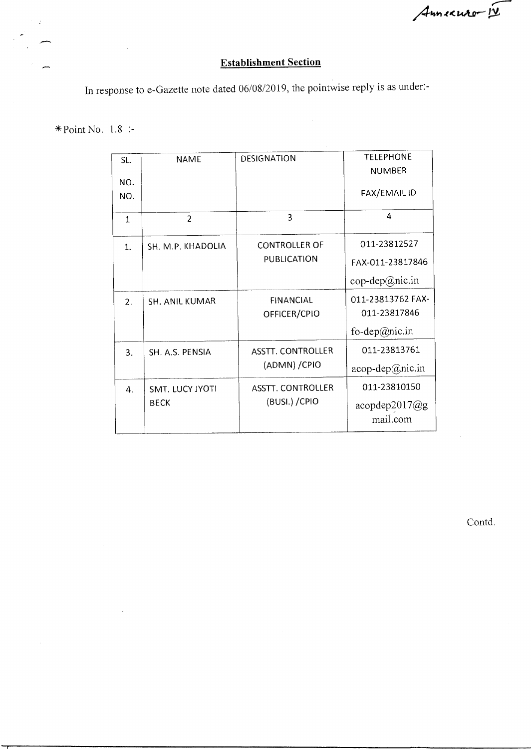Annexure-IV

## Establishment Section

In response to e-Gazette note dated 06/08/2019, the pointwise reply is as under:-

*Point No. 1.8 :-

| SL. NO. NO. | NAME | DESIGNATION | TELEPHONE NUMBER FAX/EMAIL ID |
|---|---|---|---|
| 1 | 2 | 3 | 4 |
| 1. | SH. M.P. KHADOLIA | CONTROLLER OF PUBLICATION | 011-23812527 FAX-011-23817846 cop-dep@nic.in |
| 2. | SH. ANIL KUMAR | FINANCIAL OFFICER/CPIO | 011-23813762 FAX-011-23817846 fo-dep@nic.in |
| 3. | SH. A.S. PENSIA | ASSTT. CONTROLLER (ADMN) /CPIO | 011-23813761 acop-dep@nic.in |
| 4. | SMT. LUCY JYOTI BECK | ASSTT. CONTROLLER (BUSI.) /CPIO | 011-23810150 acopdep2017@gmail.com |

Contd.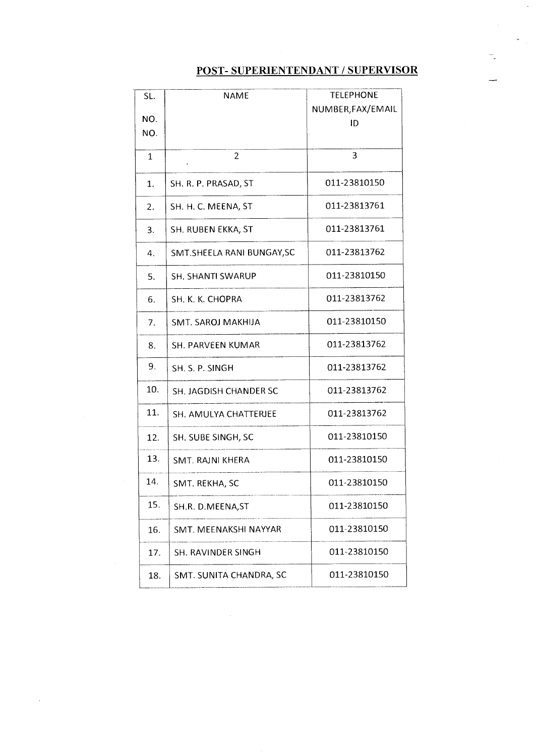## POST- SUPERIENTENDANT / SUPERVISOR

| SL. NO. NO. | NAME | TELEPHONE NUMBER,FAX/EMAIL ID |
|---|---|---|
| 1 | 2 | 3 |
| 1. | SH. R. P. PRASAD, ST | 011-23810150 |
| 2. | SH. H. C. MEENA, ST | 011-23813761 |
| 3. | SH. RUBEN EKKA, ST | 011-23813761 |
| 4. | SMT.SHEELA RANI BUNGAY,SC | 011-23813762 |
| 5. | SH. SHANTI SWARUP | 011-23810150 |
| 6. | SH. K. K. CHOPRA | 011-23813762 |
| 7. | SMT. SAROJ MAKHIJA | 011-23810150 |
| 8. | SH. PARVEEN KUMAR | 011-23813762 |
| 9. | SH. S. P. SINGH | 011-23813762 |
| 10. | SH. JAGDISH CHANDER SC | 011-23813762 |
| 11. | SH. AMULYA CHATTERJEE | 011-23813762 |
| 12. | SH. SUBE SINGH, SC | 011-23810150 |
| 13. | SMT. RAJNI KHERA | 011-23810150 |
| 14. | SMT. REKHA, SC | 011-23810150 |
| 15. | SH.R. D.MEENA,ST | 011-23810150 |
| 16. | SMT. MEENAKSHI NAYYAR | 011-23810150 |
| 17. | SH. RAVINDER SINGH | 011-23810150 |
| 18. | SMT. SUNITA CHANDRA, SC | 011-23810150 |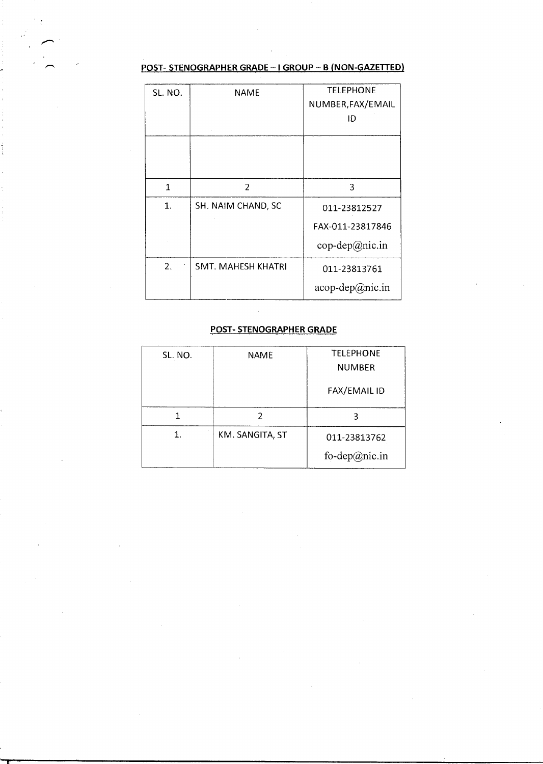**POST- STENOGRAPHER GRADE – I GROUP – B (NON-GAZETTED)**

| SL. NO. | NAME | TELEPHONE NUMBER,FAX/EMAIL ID |
|---|---|---|
| | | |
| 1 | 2 | 3 |
| 1. | SH. NAIM CHAND, SC | 011-23812527<br>FAX-011-23817846<br>cop-dep@nic.in |
| 2. | SMT. MAHESH KHATRI | 011-23813761<br>acop-dep@nic.in |

**POST- STENOGRAPHER GRADE**

| SL. NO. | NAME | TELEPHONE NUMBER<br>FAX/EMAIL ID |
|---|---|---|
| 1 | 2 | 3 |
| 1. | KM. SANGITA, ST | 011-23813762<br>fo-dep@nic.in |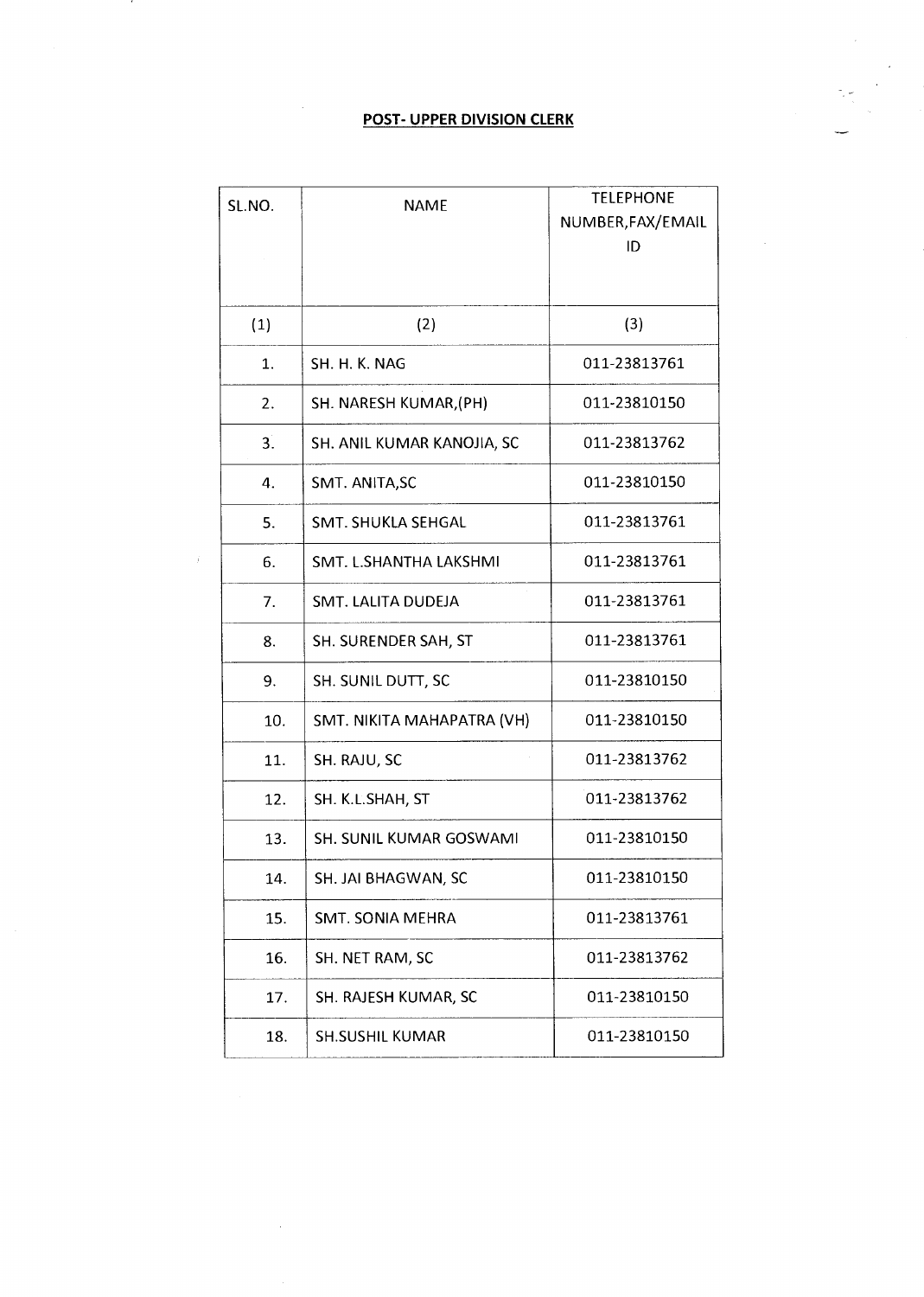**POST- UPPER DIVISION CLERK**

| SL.NO. | NAME | TELEPHONE NUMBER,FAX/EMAIL ID |
|---|---|---|
| (1) | (2) | (3) |
| 1. | SH. H. K. NAG | 011-23813761 |
| 2. | SH. NARESH KUMAR,(PH) | 011-23810150 |
| 3. | SH. ANIL KUMAR KANOJIA, SC | 011-23813762 |
| 4. | SMT. ANITA,SC | 011-23810150 |
| 5. | SMT. SHUKLA SEHGAL | 011-23813761 |
| 6. | SMT. L.SHANTHA LAKSHMI | 011-23813761 |
| 7. | SMT. LALITA DUDEJA | 011-23813761 |
| 8. | SH. SURENDER SAH, ST | 011-23813761 |
| 9. | SH. SUNIL DUTT, SC | 011-23810150 |
| 10. | SMT. NIKITA MAHAPATRA (VH) | 011-23810150 |
| 11. | SH. RAJU, SC | 011-23813762 |
| 12. | SH. K.L.SHAH, ST | 011-23813762 |
| 13. | SH. SUNIL KUMAR GOSWAMI | 011-23810150 |
| 14. | SH. JAI BHAGWAN, SC | 011-23810150 |
| 15. | SMT. SONIA MEHRA | 011-23813761 |
| 16. | SH. NET RAM, SC | 011-23813762 |
| 17. | SH. RAJESH KUMAR, SC | 011-23810150 |
| 18. | SH.SUSHIL KUMAR | 011-23810150 |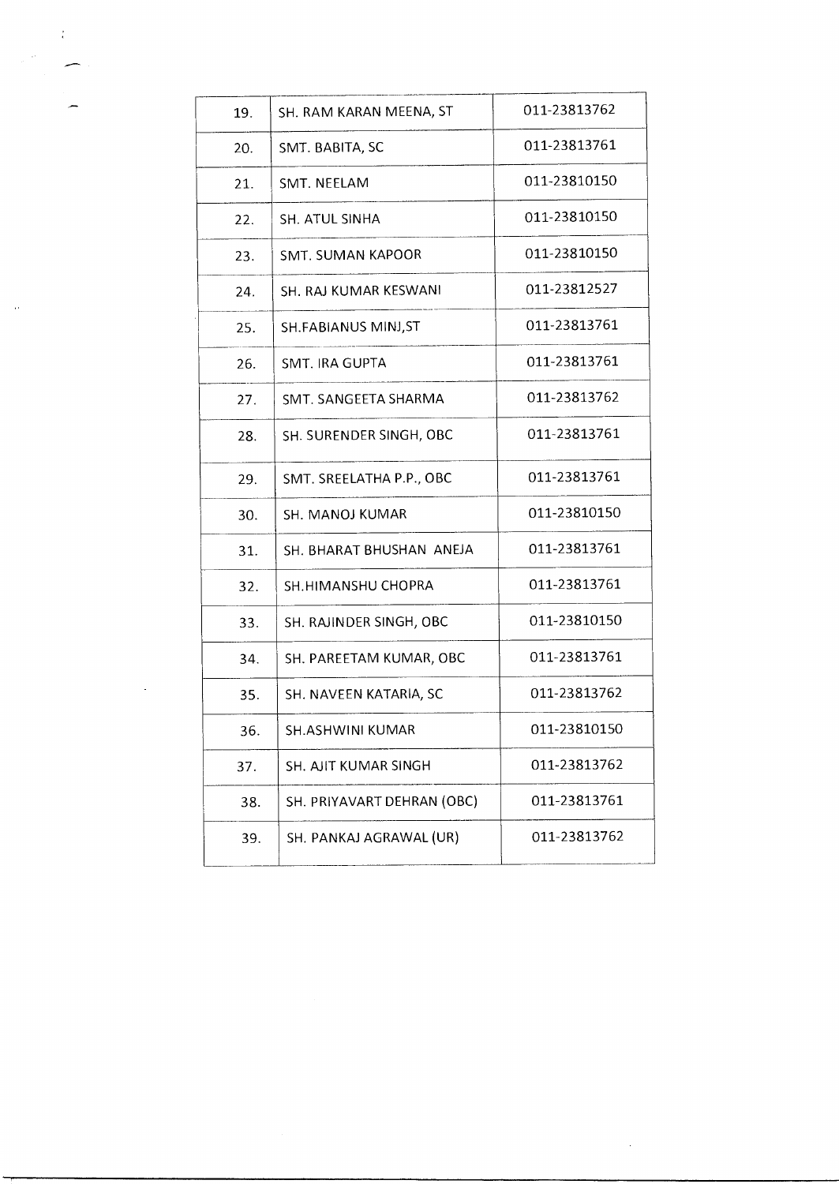| | | |
|---|---|---|
| 19. | SH. RAM KARAN MEENA, ST | 011-23813762 |
| 20. | SMT. BABITA, SC | 011-23813761 |
| 21. | SMT. NEELAM | 011-23810150 |
| 22. | SH. ATUL SINHA | 011-23810150 |
| 23. | SMT. SUMAN KAPOOR | 011-23810150 |
| 24. | SH. RAJ KUMAR KESWANI | 011-23812527 |
| 25. | SH.FABIANUS MINJ,ST | 011-23813761 |
| 26. | SMT. IRA GUPTA | 011-23813761 |
| 27. | SMT. SANGEETA SHARMA | 011-23813762 |
| 28. | SH. SURENDER SINGH, OBC | 011-23813761 |
| 29. | SMT. SREELATHA P.P., OBC | 011-23813761 |
| 30. | SH. MANOJ KUMAR | 011-23810150 |
| 31. | SH. BHARAT BHUSHAN ANEJA | 011-23813761 |
| 32. | SH.HIMANSHU CHOPRA | 011-23813761 |
| 33. | SH. RAJINDER SINGH, OBC | 011-23810150 |
| 34. | SH. PAREETAM KUMAR, OBC | 011-23813761 |
| 35. | SH. NAVEEN KATARIA, SC | 011-23813762 |
| 36. | SH.ASHWINI KUMAR | 011-23810150 |
| 37. | SH. AJIT KUMAR SINGH | 011-23813762 |
| 38. | SH. PRIYAVART DEHRAN (OBC) | 011-23813761 |
| 39. | SH. PANKAJ AGRAWAL (UR) | 011-23813762 |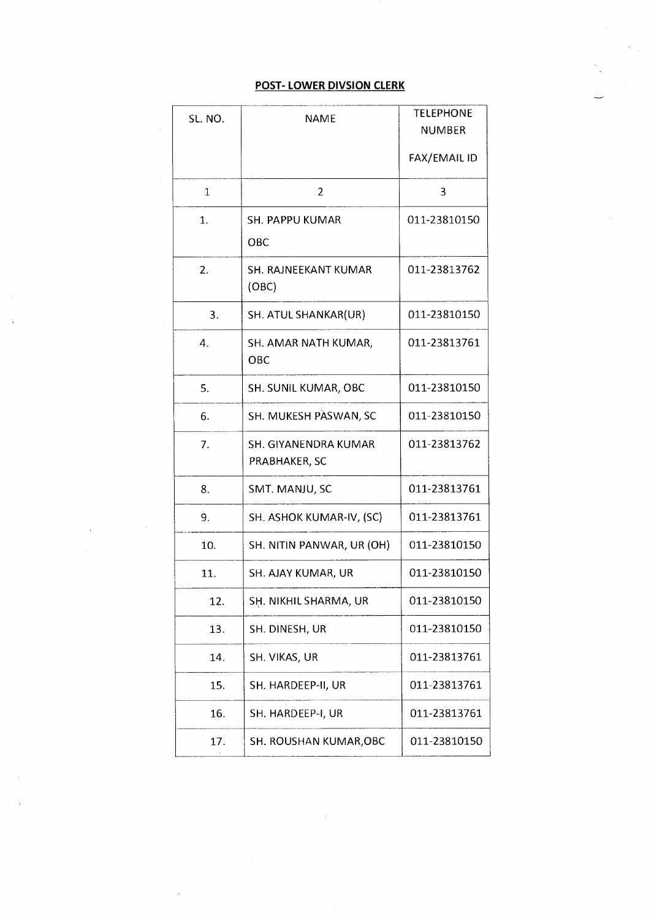**POST- LOWER DIVSION CLERK**

| SL. NO. | NAME | TELEPHONE NUMBER<br><br>FAX/EMAIL ID |
|---|---|---|
| 1 | 2 | 3 |
| 1. | SH. PAPPU KUMAR<br>OBC | 011-23810150 |
| 2. | SH. RAJNEEKANT KUMAR (OBC) | 011-23813762 |
| 3. | SH. ATUL SHANKAR(UR) | 011-23810150 |
| 4. | SH. AMAR NATH KUMAR, OBC | 011-23813761 |
| 5. | SH. SUNIL KUMAR, OBC | 011-23810150 |
| 6. | SH. MUKESH PASWAN, SC | 011-23810150 |
| 7. | SH. GIYANENDRA KUMAR PRABHAKER, SC | 011-23813762 |
| 8. | SMT. MANJU, SC | 011-23813761 |
| 9. | SH. ASHOK KUMAR-IV, (SC) | 011-23813761 |
| 10. | SH. NITIN PANWAR, UR (OH) | 011-23810150 |
| 11. | SH. AJAY KUMAR, UR | 011-23810150 |
| 12. | SH. NIKHIL SHARMA, UR | 011-23810150 |
| 13. | SH. DINESH, UR | 011-23810150 |
| 14. | SH. VIKAS, UR | 011-23813761 |
| 15. | SH. HARDEEP-II, UR | 011-23813761 |
| 16. | SH. HARDEEP-I, UR | 011-23813761 |
| 17. | SH. ROUSHAN KUMAR,OBC | 011-23810150 |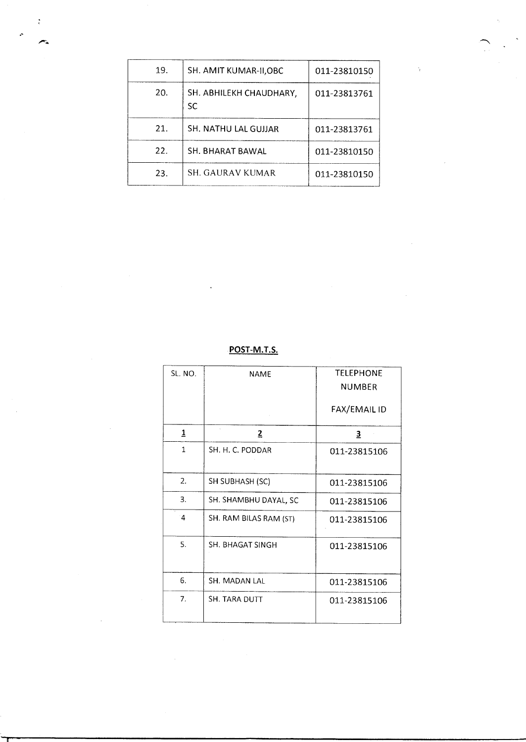| | | |
|---|---|---|
| 19. | SH. AMIT KUMAR-II,OBC | 011-23810150 |
| 20. | SH. ABHILEKH CHAUDHARY, SC | 011-23813761 |
| 21. | SH. NATHU LAL GUJJAR | 011-23813761 |
| 22. | SH. BHARAT BAWAL | 011-23810150 |
| 23. | SH. GAURAV KUMAR | 011-23810150 |

**POST-M.T.S.**

| SL. NO. | NAME | TELEPHONE NUMBER FAX/EMAIL ID |
|---|---|---|
| **1** | **2** | **3** |
| 1 | SH. H. C. PODDAR | 011-23815106 |
| 2. | SH SUBHASH (SC) | 011-23815106 |
| 3. | SH. SHAMBHU DAYAL, SC | 011-23815106 |
| 4 | SH. RAM BILAS RAM (ST) | 011-23815106 |
| 5. | SH. BHAGAT SINGH | 011-23815106 |
| 6. | SH. MADAN LAL | 011-23815106 |
| 7. | SH. TARA DUTT | 011-23815106 |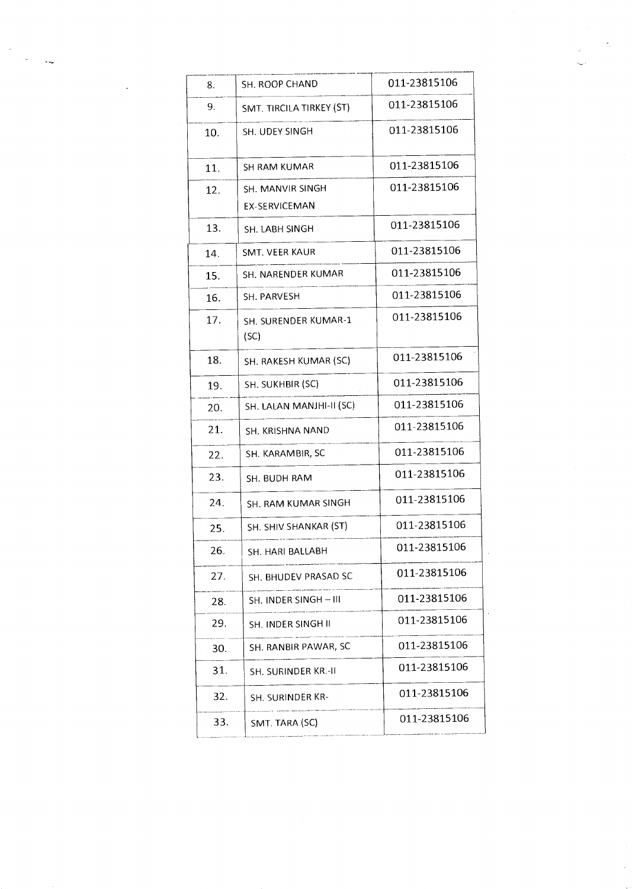| | | |
|---|---|---|
| 8. | SH. ROOP CHAND | 011-23815106 |
| 9. | SMT. TIRCILA TIRKEY (ST) | 011-23815106 |
| 10. | SH. UDEY SINGH | 011-23815106 |
| 11. | SH RAM KUMAR | 011-23815106 |
| 12. | SH. MANVIR SINGH EX-SERVICEMAN | 011-23815106 |
| 13. | SH. LABH SINGH | 011-23815106 |
| 14. | SMT. VEER KAUR | 011-23815106 |
| 15. | SH. NARENDER KUMAR | 011-23815106 |
| 16. | SH. PARVESH | 011-23815106 |
| 17. | SH. SURENDER KUMAR-1 (SC) | 011-23815106 |
| 18. | SH. RAKESH KUMAR (SC) | 011-23815106 |
| 19. | SH. SUKHBIR (SC) | 011-23815106 |
| 20. | SH. LALAN MANJHI-II (SC) | 011-23815106 |
| 21. | SH. KRISHNA NAND | 011-23815106 |
| 22. | SH. KARAMBIR, SC | 011-23815106 |
| 23. | SH. BUDH RAM | 011-23815106 |
| 24. | SH. RAM KUMAR SINGH | 011-23815106 |
| 25. | SH. SHIV SHANKAR (ST) | 011-23815106 |
| 26. | SH. HARI BALLABH | 011-23815106 |
| 27. | SH. BHUDEV PRASAD SC | 011-23815106 |
| 28. | SH. INDER SINGH – III | 011-23815106 |
| 29. | SH. INDER SINGH II | 011-23815106 |
| 30. | SH. RANBIR PAWAR, SC | 011-23815106 |
| 31. | SH. SURINDER KR.-II | 011-23815106 |
| 32. | SH. SURINDER KR- | 011-23815106 |
| 33. | SMT. TARA (SC) | 011-23815106 |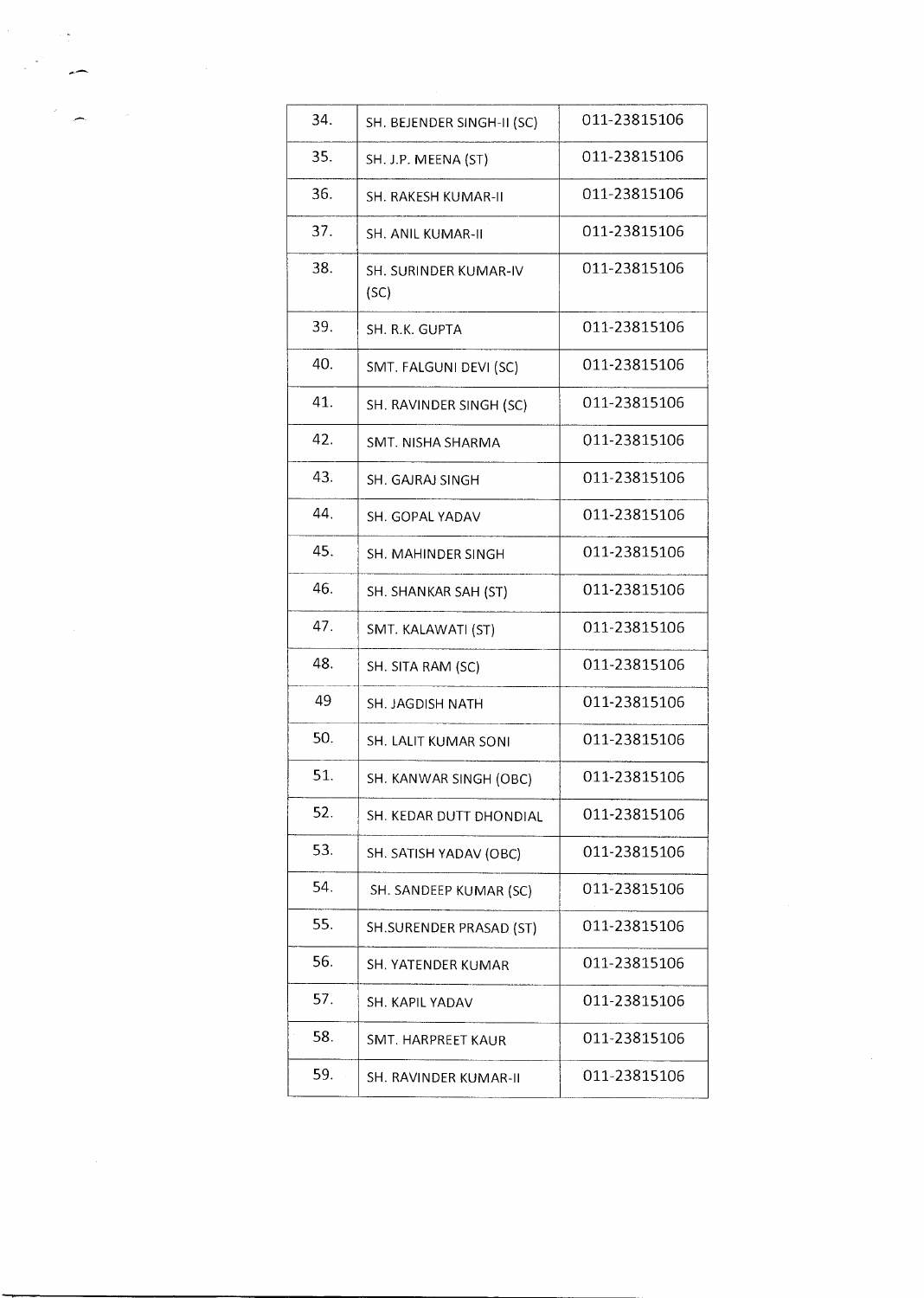| | | |
|---|---|---|
| 34. | SH. BEJENDER SINGH-II (SC) | 011-23815106 |
| 35. | SH. J.P. MEENA (ST) | 011-23815106 |
| 36. | SH. RAKESH KUMAR-II | 011-23815106 |
| 37. | SH. ANIL KUMAR-II | 011-23815106 |
| 38. | SH. SURINDER KUMAR-IV (SC) | 011-23815106 |
| 39. | SH. R.K. GUPTA | 011-23815106 |
| 40. | SMT. FALGUNI DEVI (SC) | 011-23815106 |
| 41. | SH. RAVINDER SINGH (SC) | 011-23815106 |
| 42. | SMT. NISHA SHARMA | 011-23815106 |
| 43. | SH. GAJRAJ SINGH | 011-23815106 |
| 44. | SH. GOPAL YADAV | 011-23815106 |
| 45. | SH. MAHINDER SINGH | 011-23815106 |
| 46. | SH. SHANKAR SAH (ST) | 011-23815106 |
| 47. | SMT. KALAWATI (ST) | 011-23815106 |
| 48. | SH. SITA RAM (SC) | 011-23815106 |
| 49 | SH. JAGDISH NATH | 011-23815106 |
| 50. | SH. LALIT KUMAR SONI | 011-23815106 |
| 51. | SH. KANWAR SINGH (OBC) | 011-23815106 |
| 52. | SH. KEDAR DUTT DHONDIAL | 011-23815106 |
| 53. | SH. SATISH YADAV (OBC) | 011-23815106 |
| 54. | SH. SANDEEP KUMAR (SC) | 011-23815106 |
| 55. | SH.SURENDER PRASAD (ST) | 011-23815106 |
| 56. | SH. YATENDER KUMAR | 011-23815106 |
| 57. | SH. KAPIL YADAV | 011-23815106 |
| 58. | SMT. HARPREET KAUR | 011-23815106 |
| 59. | SH. RAVINDER KUMAR-II | 011-23815106 |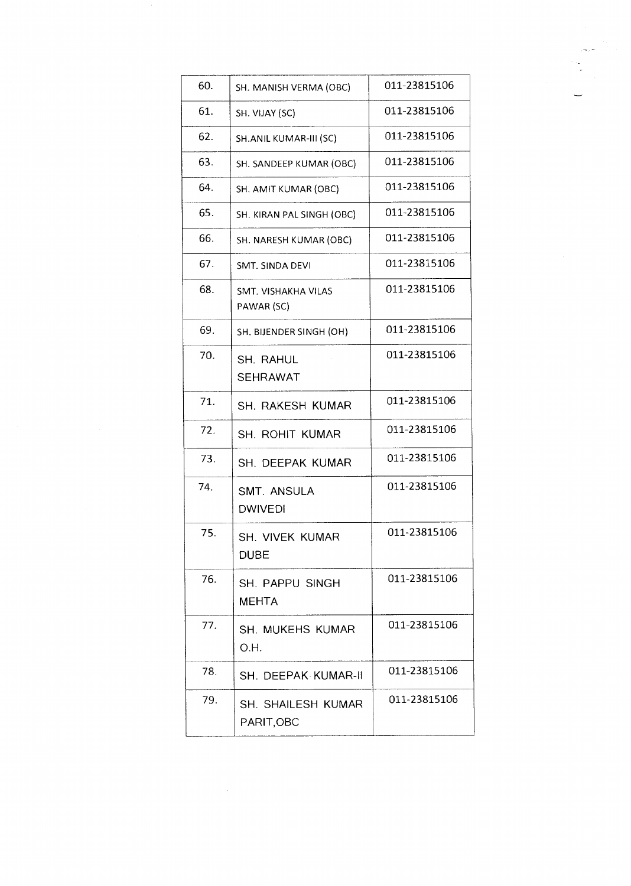| 60. | SH. MANISH VERMA (OBC) | 011-23815106 |
|---|---|---|
| 61. | SH. VIJAY (SC) | 011-23815106 |
| 62. | SH.ANIL KUMAR-III (SC) | 011-23815106 |
| 63. | SH. SANDEEP KUMAR (OBC) | 011-23815106 |
| 64. | SH. AMIT KUMAR (OBC) | 011-23815106 |
| 65. | SH. KIRAN PAL SINGH (OBC) | 011-23815106 |
| 66. | SH. NARESH KUMAR (OBC) | 011-23815106 |
| 67. | SMT. SINDA DEVI | 011-23815106 |
| 68. | SMT. VISHAKHA VILAS PAWAR (SC) | 011-23815106 |
| 69. | SH. BIJENDER SINGH (OH) | 011-23815106 |
| 70. | SH. RAHUL SEHRAWAT | 011-23815106 |
| 71. | SH. RAKESH KUMAR | 011-23815106 |
| 72. | SH. ROHIT KUMAR | 011-23815106 |
| 73. | SH. DEEPAK KUMAR | 011-23815106 |
| 74. | SMT. ANSULA DWIVEDI | 011-23815106 |
| 75. | SH. VIVEK KUMAR DUBE | 011-23815106 |
| 76. | SH. PAPPU SINGH MEHTA | 011-23815106 |
| 77. | SH. MUKEHS KUMAR O.H. | 011-23815106 |
| 78. | SH. DEEPAK KUMAR-II | 011-23815106 |
| 79. | SH. SHAILESH KUMAR PARIT,OBC | 011-23815106 |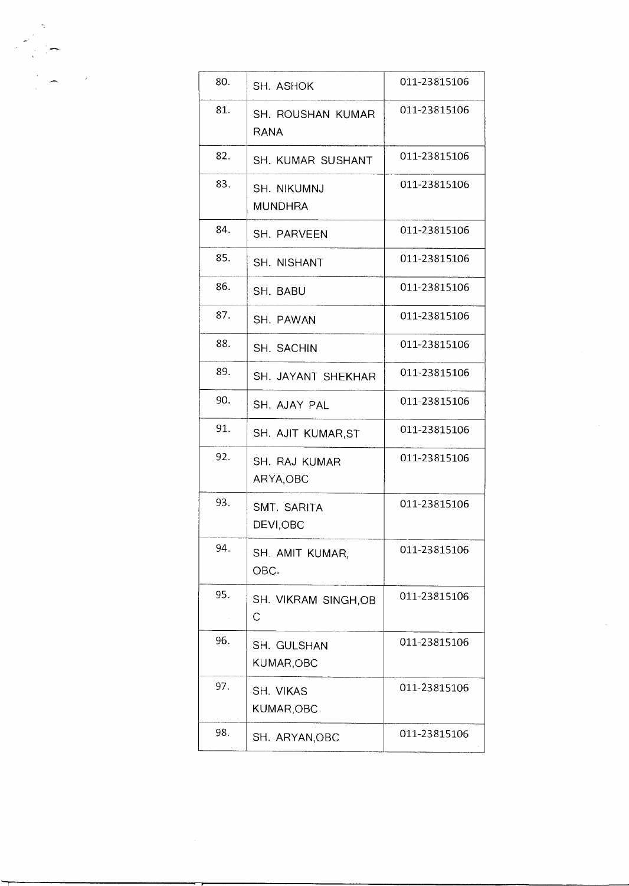| 80. | SH. ASHOK | 011-23815106 |
|---|---|---|
| 81. | SH. ROUSHAN KUMAR RANA | 011-23815106 |
| 82. | SH. KUMAR SUSHANT | 011-23815106 |
| 83. | SH. NIKUMNJ MUNDHRA | 011-23815106 |
| 84. | SH. PARVEEN | 011-23815106 |
| 85. | SH. NISHANT | 011-23815106 |
| 86. | SH. BABU | 011-23815106 |
| 87. | SH. PAWAN | 011-23815106 |
| 88. | SH. SACHIN | 011-23815106 |
| 89. | SH. JAYANT SHEKHAR | 011-23815106 |
| 90. | SH. AJAY PAL | 011-23815106 |
| 91. | SH. AJIT KUMAR,ST | 011-23815106 |
| 92. | SH. RAJ KUMAR ARYA,OBC | 011-23815106 |
| 93. | SMT. SARITA DEVI,OBC | 011-23815106 |
| 94. | SH. AMIT KUMAR, OBC. | 011-23815106 |
| 95. | SH. VIKRAM SINGH,OBC | 011-23815106 |
| 96. | SH. GULSHAN KUMAR,OBC | 011-23815106 |
| 97. | SH. VIKAS KUMAR,OBC | 011-23815106 |
| 98. | SH. ARYAN,OBC | 011-23815106 |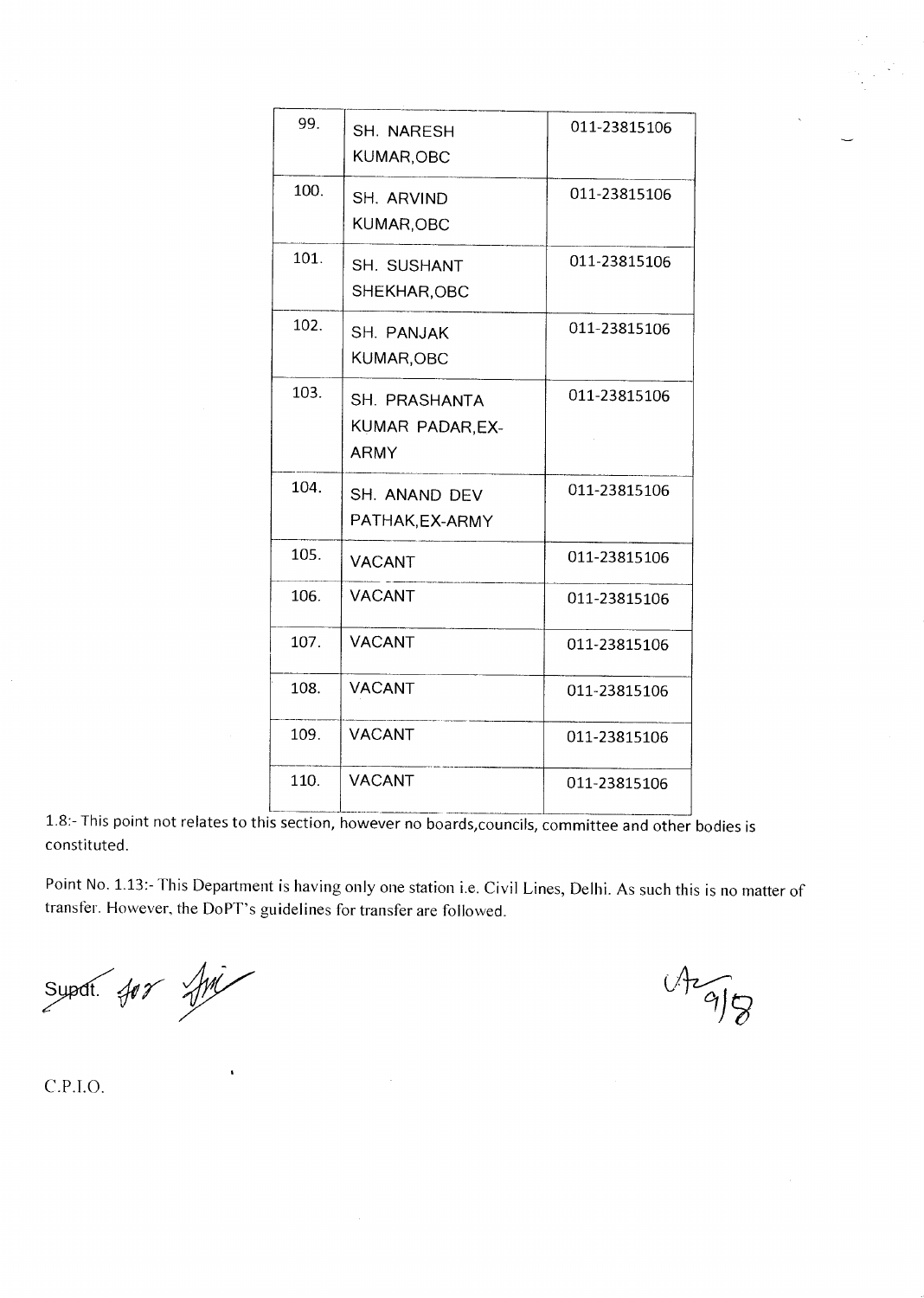| | | |
|---|---|---|
| 99. | SH. NARESH KUMAR,OBC | 011-23815106 |
| 100. | SH. ARVIND KUMAR,OBC | 011-23815106 |
| 101. | SH. SUSHANT SHEKHAR,OBC | 011-23815106 |
| 102. | SH. PANJAK KUMAR,OBC | 011-23815106 |
| 103. | SH. PRASHANTA KUMAR PADAR,EX-ARMY | 011-23815106 |
| 104. | SH. ANAND DEV PATHAK,EX-ARMY | 011-23815106 |
| 105. | VACANT | 011-23815106 |
| 106. | VACANT | 011-23815106 |
| 107. | VACANT | 011-23815106 |
| 108. | VACANT | 011-23815106 |
| 109. | VACANT | 011-23815106 |
| 110. | VACANT | 011-23815106 |

1.8:- This point not relates to this section, however no boards,councils, committee and other bodies is constituted.

Point No. 1.13:- This Department is having only one station i.e. Civil Lines, Delhi. As such this is no matter of transfer. However, the DoPT's guidelines for transfer are followed.

Supdt. for (signature)

(signature) 9/8

C.P.I.O.